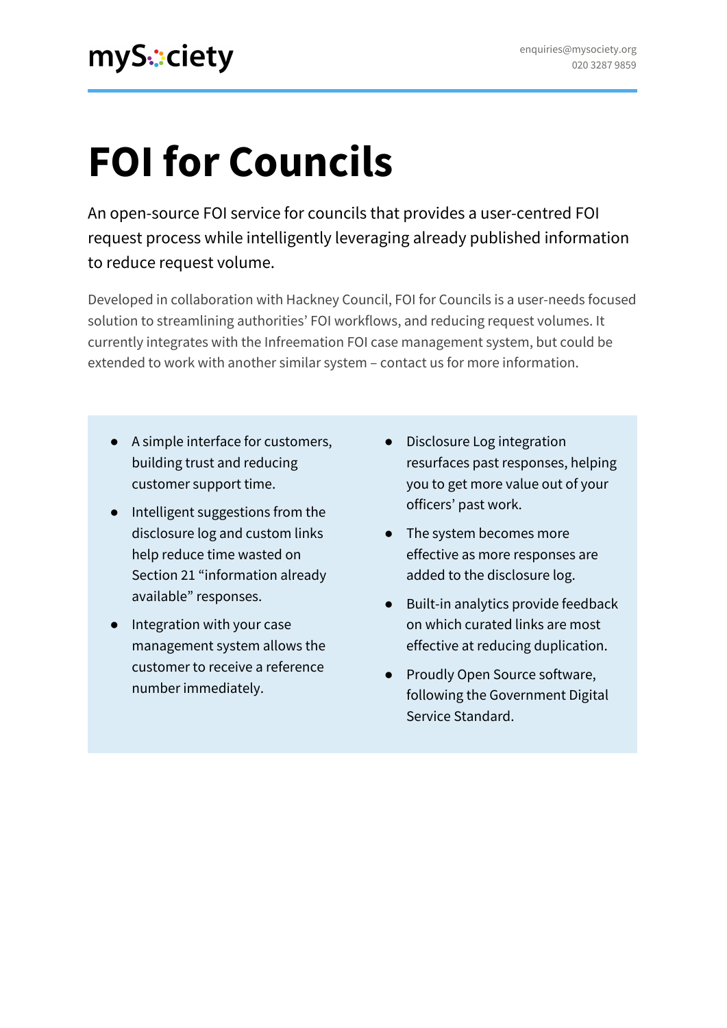mySociety

enquiries@mysociety.org
020 3287 9859

# FOI for Councils

An open-source FOI service for councils that provides a user-centred FOI request process while intelligently leveraging already published information to reduce request volume.

Developed in collaboration with Hackney Council, FOI for Councils is a user-needs focused solution to streamlining authorities' FOI workflows, and reducing request volumes. It currently integrates with the Infreemation FOI case management system, but could be extended to work with another similar system – contact us for more information.

- A simple interface for customers, building trust and reducing customer support time.
- Intelligent suggestions from the disclosure log and custom links help reduce time wasted on Section 21 "information already available" responses.
- Integration with your case management system allows the customer to receive a reference number immediately.
- Disclosure Log integration resurfaces past responses, helping you to get more value out of your officers' past work.
- The system becomes more effective as more responses are added to the disclosure log.
- Built-in analytics provide feedback on which curated links are most effective at reducing duplication.
- Proudly Open Source software, following the Government Digital Service Standard.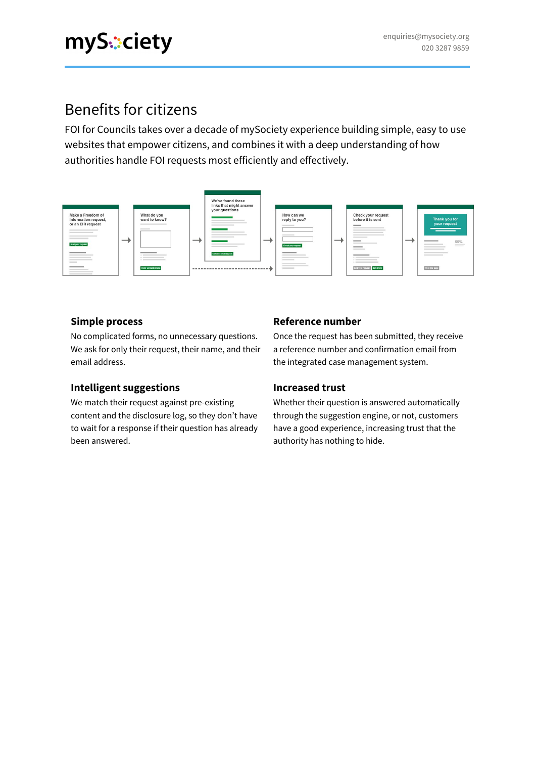# Benefits for citizens

FOI for Councils takes over a decade of mySociety experience building simple, easy to use websites that empower citizens, and combines it with a deep understanding of how authorities handle FOI requests most efficiently and effectively.

### Simple process

No complicated forms, no unnecessary questions. We ask for only their request, their name, and their email address.

### Intelligent suggestions

We match their request against pre-existing content and the disclosure log, so they don't have to wait for a response if their question has already been answered.

### Reference number

Once the request has been submitted, they receive a reference number and confirmation email from the integrated case management system.

### Increased trust

Whether their question is answered automatically through the suggestion engine, or not, customers have a good experience, increasing trust that the authority has nothing to hide.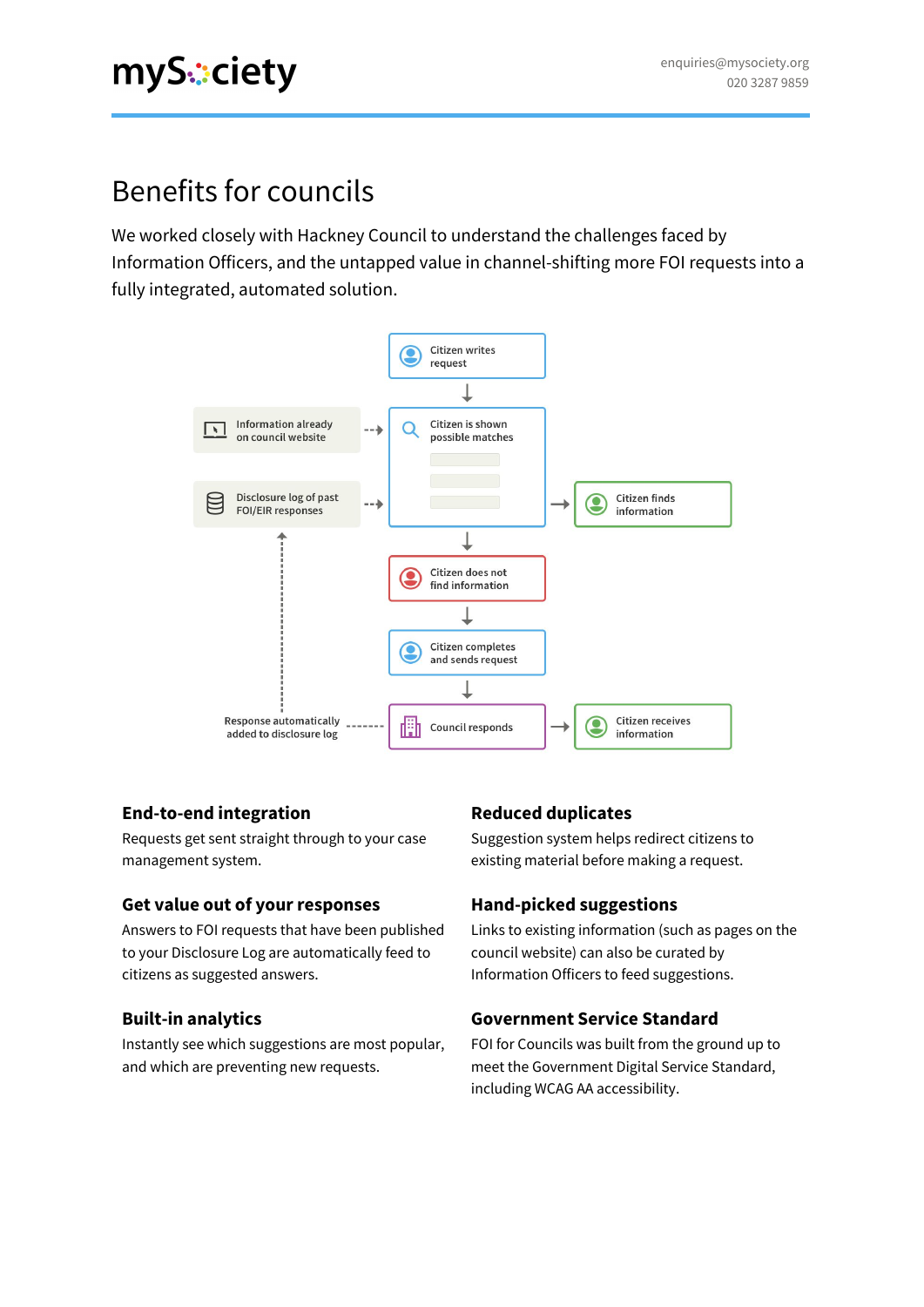mySociety

enquiries@mysociety.org
020 3287 9859

# Benefits for councils

We worked closely with Hackney Council to understand the challenges faced by Information Officers, and the untapped value in channel-shifting more FOI requests into a fully integrated, automated solution.

Citizen writes request

Information already on council website

Disclosure log of past FOI/EIR responses

Citizen is shown possible matches

Citizen finds information

Citizen does not find information

Citizen completes and sends request

Response automatically added to disclosure log

Council responds

Citizen receives information

### End-to-end integration

Requests get sent straight through to your case management system.

### Reduced duplicates

Suggestion system helps redirect citizens to existing material before making a request.

### Get value out of your responses

Answers to FOI requests that have been published to your Disclosure Log are automatically feed to citizens as suggested answers.

### Hand-picked suggestions

Links to existing information (such as pages on the council website) can also be curated by Information Officers to feed suggestions.

### Built-in analytics

Instantly see which suggestions are most popular, and which are preventing new requests.

### Government Service Standard

FOI for Councils was built from the ground up to meet the Government Digital Service Standard, including WCAG AA accessibility.